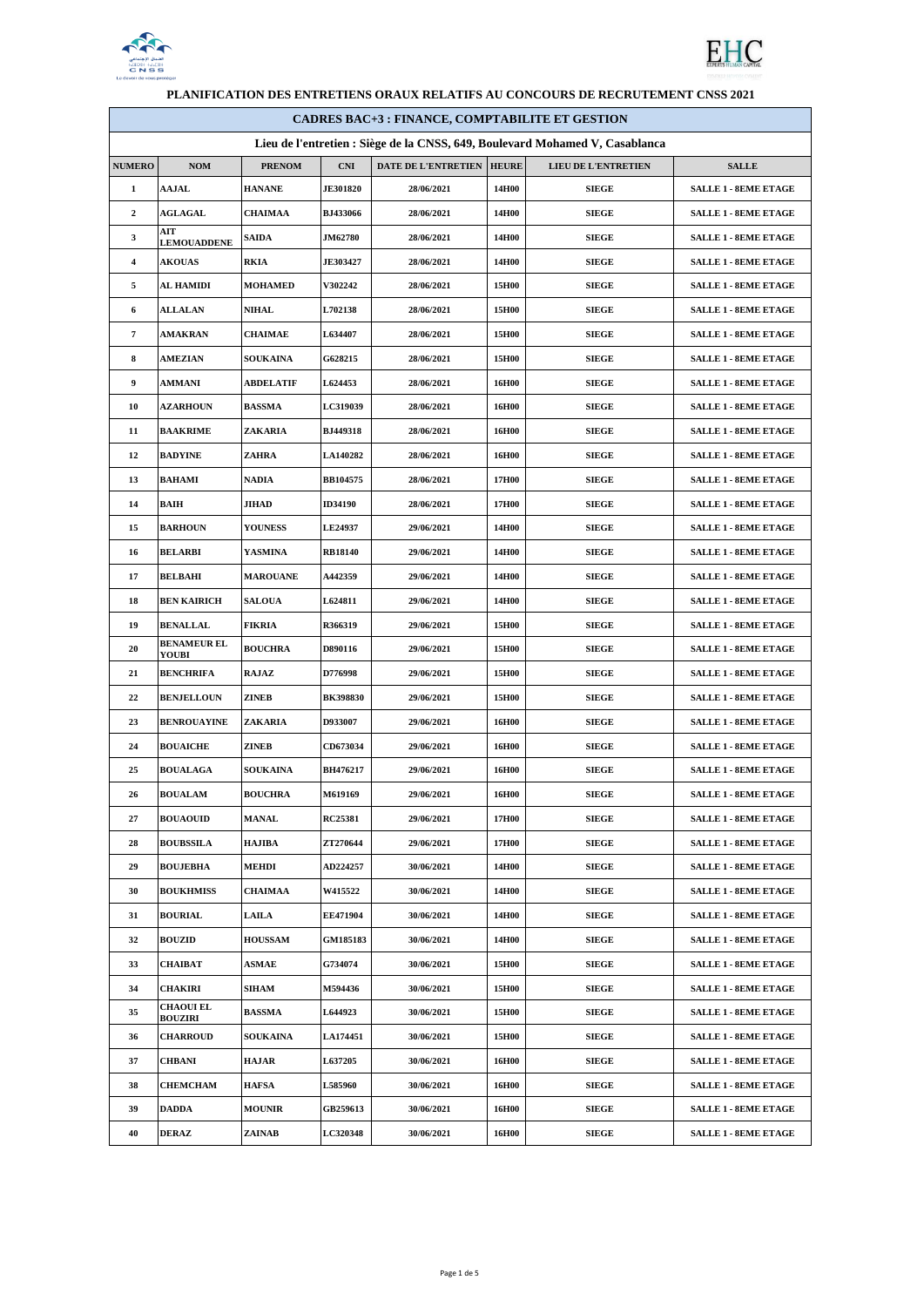**PLANIFICATION DES ENTRETIENS ORAUX RELATIFS AU CONCOURS DE RECRUTEMENT CNSS 2021**

**CADRES BAC+3 : FINANCE, COMPTABILITE ET GESTION**

**Lieu de l'entretien : Siège de la CNSS, 649, Boulevard Mohamed V, Casablanca**

| NUMERO | NOM | PRENOM | CNI | DATE DE L'ENTRETIEN | HEURE | LIEU DE L'ENTRETIEN | SALLE |
|---|---|---|---|---|---|---|---|
| 1 | AAJAL | HANANE | JE301820 | 28/06/2021 | 14H00 | SIEGE | SALLE 1 - 8EME ETAGE |
| 2 | AGLAGAL | CHAIMAA | BJ433066 | 28/06/2021 | 14H00 | SIEGE | SALLE 1 - 8EME ETAGE |
| 3 | AIT LEMOUADDENE | SAIDA | JM62780 | 28/06/2021 | 14H00 | SIEGE | SALLE 1 - 8EME ETAGE |
| 4 | AKOUAS | RKIA | JE303427 | 28/06/2021 | 14H00 | SIEGE | SALLE 1 - 8EME ETAGE |
| 5 | AL HAMIDI | MOHAMED | V302242 | 28/06/2021 | 15H00 | SIEGE | SALLE 1 - 8EME ETAGE |
| 6 | ALLALAN | NIHAL | L702138 | 28/06/2021 | 15H00 | SIEGE | SALLE 1 - 8EME ETAGE |
| 7 | AMAKRAN | CHAIMAE | L634407 | 28/06/2021 | 15H00 | SIEGE | SALLE 1 - 8EME ETAGE |
| 8 | AMEZIAN | SOUKAINA | G628215 | 28/06/2021 | 15H00 | SIEGE | SALLE 1 - 8EME ETAGE |
| 9 | AMMANI | ABDELATIF | L624453 | 28/06/2021 | 16H00 | SIEGE | SALLE 1 - 8EME ETAGE |
| 10 | AZARHOUN | BASSMA | LC319039 | 28/06/2021 | 16H00 | SIEGE | SALLE 1 - 8EME ETAGE |
| 11 | BAAKRIME | ZAKARIA | BJ449318 | 28/06/2021 | 16H00 | SIEGE | SALLE 1 - 8EME ETAGE |
| 12 | BADYINE | ZAHRA | LA140282 | 28/06/2021 | 16H00 | SIEGE | SALLE 1 - 8EME ETAGE |
| 13 | BAHAMI | NADIA | BB104575 | 28/06/2021 | 17H00 | SIEGE | SALLE 1 - 8EME ETAGE |
| 14 | BAIH | JIHAD | ID34190 | 28/06/2021 | 17H00 | SIEGE | SALLE 1 - 8EME ETAGE |
| 15 | BARHOUN | YOUNESS | LE24937 | 29/06/2021 | 14H00 | SIEGE | SALLE 1 - 8EME ETAGE |
| 16 | BELARBI | YASMINA | RB18140 | 29/06/2021 | 14H00 | SIEGE | SALLE 1 - 8EME ETAGE |
| 17 | BELBAHI | MAROUANE | A442359 | 29/06/2021 | 14H00 | SIEGE | SALLE 1 - 8EME ETAGE |
| 18 | BEN KAIRICH | SALOUA | L624811 | 29/06/2021 | 14H00 | SIEGE | SALLE 1 - 8EME ETAGE |
| 19 | BENALLAL | FIKRIA | R366319 | 29/06/2021 | 15H00 | SIEGE | SALLE 1 - 8EME ETAGE |
| 20 | BENAMEUR EL YOUBI | BOUCHRA | D890116 | 29/06/2021 | 15H00 | SIEGE | SALLE 1 - 8EME ETAGE |
| 21 | BENCHRIFA | RAJAZ | D776998 | 29/06/2021 | 15H00 | SIEGE | SALLE 1 - 8EME ETAGE |
| 22 | BENJELLOUN | ZINEB | BK398830 | 29/06/2021 | 15H00 | SIEGE | SALLE 1 - 8EME ETAGE |
| 23 | BENROUAYINE | ZAKARIA | D933007 | 29/06/2021 | 16H00 | SIEGE | SALLE 1 - 8EME ETAGE |
| 24 | BOUAICHE | ZINEB | CD673034 | 29/06/2021 | 16H00 | SIEGE | SALLE 1 - 8EME ETAGE |
| 25 | BOUALAGA | SOUKAINA | BH476217 | 29/06/2021 | 16H00 | SIEGE | SALLE 1 - 8EME ETAGE |
| 26 | BOUALAM | BOUCHRA | M619169 | 29/06/2021 | 16H00 | SIEGE | SALLE 1 - 8EME ETAGE |
| 27 | BOUAOUID | MANAL | RC25381 | 29/06/2021 | 17H00 | SIEGE | SALLE 1 - 8EME ETAGE |
| 28 | BOUBSSILA | HAJIBA | ZT270644 | 29/06/2021 | 17H00 | SIEGE | SALLE 1 - 8EME ETAGE |
| 29 | BOUJEBHA | MEHDI | AD224257 | 30/06/2021 | 14H00 | SIEGE | SALLE 1 - 8EME ETAGE |
| 30 | BOUKHMISS | CHAIMAA | W415522 | 30/06/2021 | 14H00 | SIEGE | SALLE 1 - 8EME ETAGE |
| 31 | BOURIAL | LAILA | EE471904 | 30/06/2021 | 14H00 | SIEGE | SALLE 1 - 8EME ETAGE |
| 32 | BOUZID | HOUSSAM | GM185183 | 30/06/2021 | 14H00 | SIEGE | SALLE 1 - 8EME ETAGE |
| 33 | CHAIBAT | ASMAE | G734074 | 30/06/2021 | 15H00 | SIEGE | SALLE 1 - 8EME ETAGE |
| 34 | CHAKIRI | SIHAM | M594436 | 30/06/2021 | 15H00 | SIEGE | SALLE 1 - 8EME ETAGE |
| 35 | CHAOUI EL BOUZIRI | BASSMA | L644923 | 30/06/2021 | 15H00 | SIEGE | SALLE 1 - 8EME ETAGE |
| 36 | CHARROUD | SOUKAINA | LA174451 | 30/06/2021 | 15H00 | SIEGE | SALLE 1 - 8EME ETAGE |
| 37 | CHBANI | HAJAR | L637205 | 30/06/2021 | 16H00 | SIEGE | SALLE 1 - 8EME ETAGE |
| 38 | CHEMCHAM | HAFSA | L585960 | 30/06/2021 | 16H00 | SIEGE | SALLE 1 - 8EME ETAGE |
| 39 | DADDA | MOUNIR | GB259613 | 30/06/2021 | 16H00 | SIEGE | SALLE 1 - 8EME ETAGE |
| 40 | DERAZ | ZAINAB | LC320348 | 30/06/2021 | 16H00 | SIEGE | SALLE 1 - 8EME ETAGE |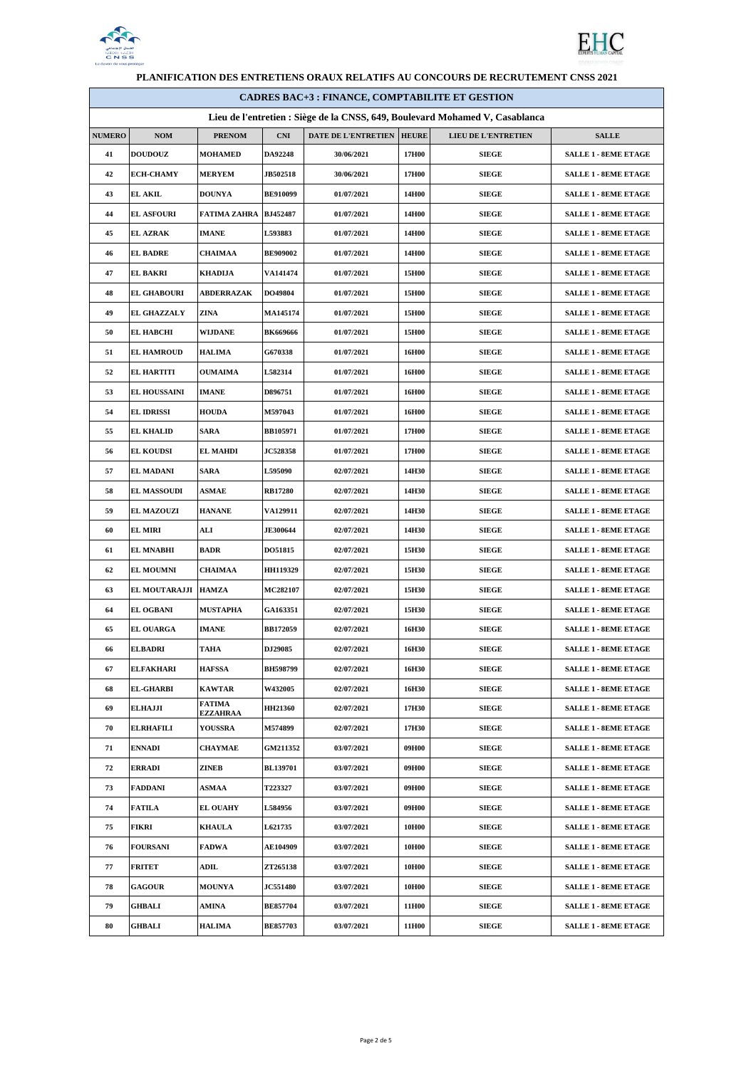**PLANIFICATION DES ENTRETIENS ORAUX RELATIFS AU CONCOURS DE RECRUTEMENT CNSS 2021**

| CADRES BAC+3 : FINANCE, COMPTABILITE ET GESTION | | | | | | | |
|---|---|---|---|---|---|---|---|
| Lieu de l'entretien : Siège de la CNSS, 649, Boulevard Mohamed V, Casablanca | | | | | | | |
| **NUMERO** | **NOM** | **PRENOM** | **CNI** | **DATE DE L'ENTRETIEN** | **HEURE** | **LIEU DE L'ENTRETIEN** | **SALLE** |
| 41 | DOUDOUZ | MOHAMED | DA92248 | 30/06/2021 | 17H00 | SIEGE | SALLE 1 - 8EME ETAGE |
| 42 | ECH-CHAMY | MERYEM | JB502518 | 30/06/2021 | 17H00 | SIEGE | SALLE 1 - 8EME ETAGE |
| 43 | EL AKIL | DOUNYA | BE910099 | 01/07/2021 | 14H00 | SIEGE | SALLE 1 - 8EME ETAGE |
| 44 | EL ASFOURI | FATIMA ZAHRA | BJ452487 | 01/07/2021 | 14H00 | SIEGE | SALLE 1 - 8EME ETAGE |
| 45 | EL AZRAK | IMANE | L593883 | 01/07/2021 | 14H00 | SIEGE | SALLE 1 - 8EME ETAGE |
| 46 | EL BADRE | CHAIMAA | BE909002 | 01/07/2021 | 14H00 | SIEGE | SALLE 1 - 8EME ETAGE |
| 47 | EL BAKRI | KHADIJA | VA141474 | 01/07/2021 | 15H00 | SIEGE | SALLE 1 - 8EME ETAGE |
| 48 | EL GHABOURI | ABDERRAZAK | DO49804 | 01/07/2021 | 15H00 | SIEGE | SALLE 1 - 8EME ETAGE |
| 49 | EL GHAZZALY | ZINA | MA145174 | 01/07/2021 | 15H00 | SIEGE | SALLE 1 - 8EME ETAGE |
| 50 | EL HABCHI | WIJDANE | BK669666 | 01/07/2021 | 15H00 | SIEGE | SALLE 1 - 8EME ETAGE |
| 51 | EL HAMROUD | HALIMA | G670338 | 01/07/2021 | 16H00 | SIEGE | SALLE 1 - 8EME ETAGE |
| 52 | EL HARTITI | OUMAIMA | L582314 | 01/07/2021 | 16H00 | SIEGE | SALLE 1 - 8EME ETAGE |
| 53 | EL HOUSSAINI | IMANE | D896751 | 01/07/2021 | 16H00 | SIEGE | SALLE 1 - 8EME ETAGE |
| 54 | EL IDRISSI | HOUDA | M597043 | 01/07/2021 | 16H00 | SIEGE | SALLE 1 - 8EME ETAGE |
| 55 | EL KHALID | SARA | BB105971 | 01/07/2021 | 17H00 | SIEGE | SALLE 1 - 8EME ETAGE |
| 56 | EL KOUDSI | EL MAHDI | JC528358 | 01/07/2021 | 17H00 | SIEGE | SALLE 1 - 8EME ETAGE |
| 57 | EL MADANI | SARA | L595090 | 02/07/2021 | 14H30 | SIEGE | SALLE 1 - 8EME ETAGE |
| 58 | EL MASSOUDI | ASMAE | RB17280 | 02/07/2021 | 14H30 | SIEGE | SALLE 1 - 8EME ETAGE |
| 59 | EL MAZOUZI | HANANE | VA129911 | 02/07/2021 | 14H30 | SIEGE | SALLE 1 - 8EME ETAGE |
| 60 | EL MIRI | ALI | JE300644 | 02/07/2021 | 14H30 | SIEGE | SALLE 1 - 8EME ETAGE |
| 61 | EL MNABHI | BADR | DO51815 | 02/07/2021 | 15H30 | SIEGE | SALLE 1 - 8EME ETAGE |
| 62 | EL MOUMNI | CHAIMAA | HH119329 | 02/07/2021 | 15H30 | SIEGE | SALLE 1 - 8EME ETAGE |
| 63 | EL MOUTARAJJI | HAMZA | MC282107 | 02/07/2021 | 15H30 | SIEGE | SALLE 1 - 8EME ETAGE |
| 64 | EL OGBANI | MUSTAPHA | GA163351 | 02/07/2021 | 15H30 | SIEGE | SALLE 1 - 8EME ETAGE |
| 65 | EL OUARGA | IMANE | BB172059 | 02/07/2021 | 16H30 | SIEGE | SALLE 1 - 8EME ETAGE |
| 66 | ELBADRI | TAHA | DJ29085 | 02/07/2021 | 16H30 | SIEGE | SALLE 1 - 8EME ETAGE |
| 67 | ELFAKHARI | HAFSSA | BH598799 | 02/07/2021 | 16H30 | SIEGE | SALLE 1 - 8EME ETAGE |
| 68 | EL-GHARBI | KAWTAR | W432005 | 02/07/2021 | 16H30 | SIEGE | SALLE 1 - 8EME ETAGE |
| 69 | ELHAJJI | FATIMA EZZAHRAA | HH21360 | 02/07/2021 | 17H30 | SIEGE | SALLE 1 - 8EME ETAGE |
| 70 | ELRHAFILI | YOUSSRA | M574899 | 02/07/2021 | 17H30 | SIEGE | SALLE 1 - 8EME ETAGE |
| 71 | ENNADI | CHAYMAE | GM211352 | 03/07/2021 | 09H00 | SIEGE | SALLE 1 - 8EME ETAGE |
| 72 | ERRADI | ZINEB | BL139701 | 03/07/2021 | 09H00 | SIEGE | SALLE 1 - 8EME ETAGE |
| 73 | FADDANI | ASMAA | T223327 | 03/07/2021 | 09H00 | SIEGE | SALLE 1 - 8EME ETAGE |
| 74 | FATILA | EL OUAHY | L584956 | 03/07/2021 | 09H00 | SIEGE | SALLE 1 - 8EME ETAGE |
| 75 | FIKRI | KHAULA | L621735 | 03/07/2021 | 10H00 | SIEGE | SALLE 1 - 8EME ETAGE |
| 76 | FOURSANI | FADWA | AE104909 | 03/07/2021 | 10H00 | SIEGE | SALLE 1 - 8EME ETAGE |
| 77 | FRITET | ADIL | ZT265138 | 03/07/2021 | 10H00 | SIEGE | SALLE 1 - 8EME ETAGE |
| 78 | GAGOUR | MOUNYA | JC551480 | 03/07/2021 | 10H00 | SIEGE | SALLE 1 - 8EME ETAGE |
| 79 | GHBALI | AMINA | BE857704 | 03/07/2021 | 11H00 | SIEGE | SALLE 1 - 8EME ETAGE |
| 80 | GHBALI | HALIMA | BE857703 | 03/07/2021 | 11H00 | SIEGE | SALLE 1 - 8EME ETAGE |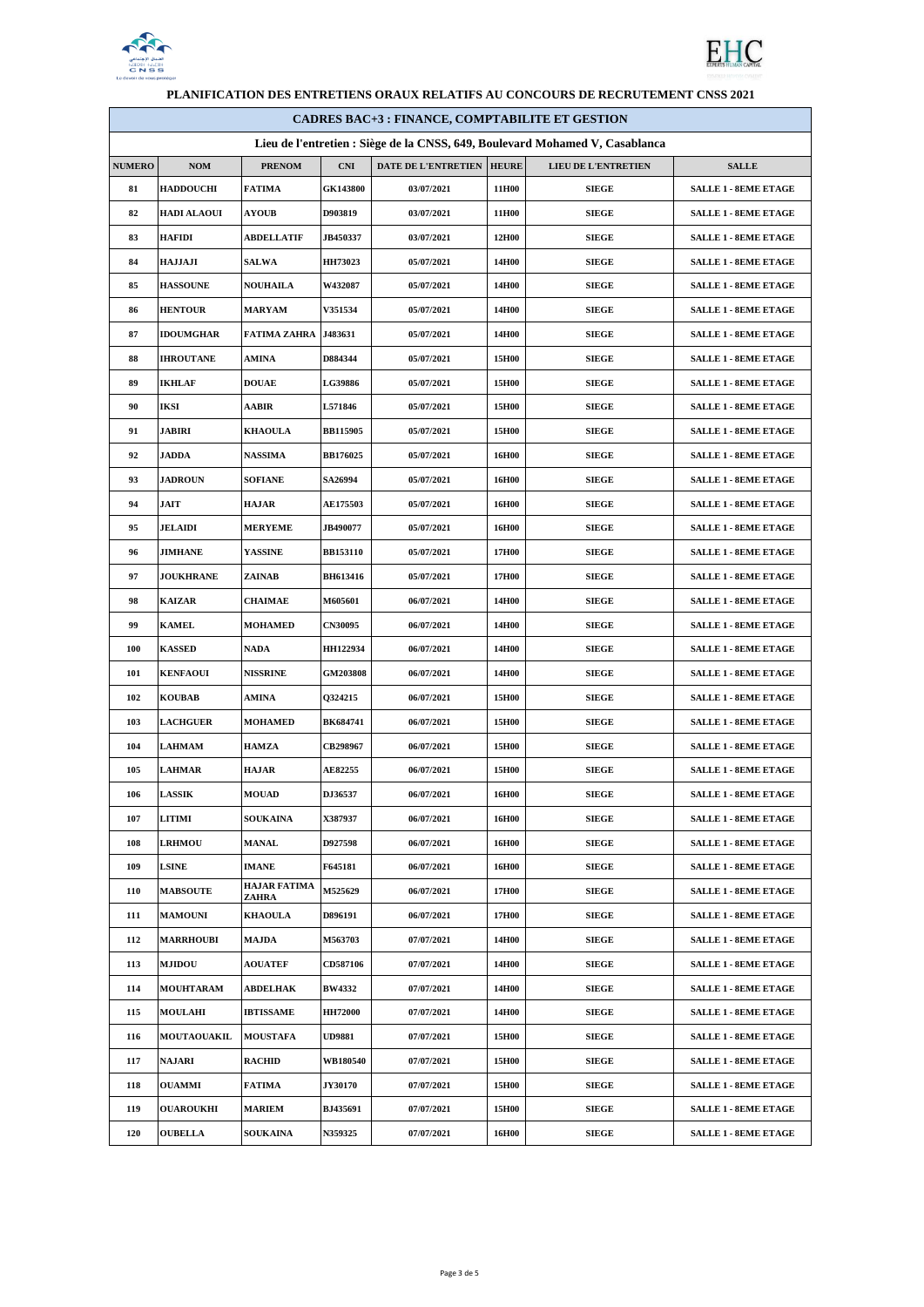# PLANIFICATION DES ENTRETIENS ORAUX RELATIFS AU CONCOURS DE RECRUTEMENT CNSS 2021

## CADRES BAC+3 : FINANCE, COMPTABILITE ET GESTION

**Lieu de l'entretien : Siège de la CNSS, 649, Boulevard Mohamed V, Casablanca**

| NUMERO | NOM | PRENOM | CNI | DATE DE L'ENTRETIEN | HEURE | LIEU DE L'ENTRETIEN | SALLE |
|---|---|---|---|---|---|---|---|
| 81 | HADDOUCHI | FATIMA | GK143800 | 03/07/2021 | 11H00 | SIEGE | SALLE 1 - 8EME ETAGE |
| 82 | HADI ALAOUI | AYOUB | D903819 | 03/07/2021 | 11H00 | SIEGE | SALLE 1 - 8EME ETAGE |
| 83 | HAFIDI | ABDELLATIF | JB450337 | 03/07/2021 | 12H00 | SIEGE | SALLE 1 - 8EME ETAGE |
| 84 | HAJJAJI | SALWA | HH73023 | 05/07/2021 | 14H00 | SIEGE | SALLE 1 - 8EME ETAGE |
| 85 | HASSOUNE | NOUHAILA | W432087 | 05/07/2021 | 14H00 | SIEGE | SALLE 1 - 8EME ETAGE |
| 86 | HENTOUR | MARYAM | V351534 | 05/07/2021 | 14H00 | SIEGE | SALLE 1 - 8EME ETAGE |
| 87 | IDOUMGHAR | FATIMA ZAHRA | J483631 | 05/07/2021 | 14H00 | SIEGE | SALLE 1 - 8EME ETAGE |
| 88 | IHROUTANE | AMINA | D884344 | 05/07/2021 | 15H00 | SIEGE | SALLE 1 - 8EME ETAGE |
| 89 | IKHLAF | DOUAE | LG39886 | 05/07/2021 | 15H00 | SIEGE | SALLE 1 - 8EME ETAGE |
| 90 | IKSI | AABIR | L571846 | 05/07/2021 | 15H00 | SIEGE | SALLE 1 - 8EME ETAGE |
| 91 | JABIRI | KHAOULA | BB115905 | 05/07/2021 | 15H00 | SIEGE | SALLE 1 - 8EME ETAGE |
| 92 | JADDA | NASSIMA | BB176025 | 05/07/2021 | 16H00 | SIEGE | SALLE 1 - 8EME ETAGE |
| 93 | JADROUN | SOFIANE | SA26994 | 05/07/2021 | 16H00 | SIEGE | SALLE 1 - 8EME ETAGE |
| 94 | JAIT | HAJAR | AE175503 | 05/07/2021 | 16H00 | SIEGE | SALLE 1 - 8EME ETAGE |
| 95 | JELAIDI | MERYEME | JB490077 | 05/07/2021 | 16H00 | SIEGE | SALLE 1 - 8EME ETAGE |
| 96 | JIMHANE | YASSINE | BB153110 | 05/07/2021 | 17H00 | SIEGE | SALLE 1 - 8EME ETAGE |
| 97 | JOUKHRANE | ZAINAB | BH613416 | 05/07/2021 | 17H00 | SIEGE | SALLE 1 - 8EME ETAGE |
| 98 | KAIZAR | CHAIMAE | M605601 | 06/07/2021 | 14H00 | SIEGE | SALLE 1 - 8EME ETAGE |
| 99 | KAMEL | MOHAMED | CN30095 | 06/07/2021 | 14H00 | SIEGE | SALLE 1 - 8EME ETAGE |
| 100 | KASSED | NADA | HH122934 | 06/07/2021 | 14H00 | SIEGE | SALLE 1 - 8EME ETAGE |
| 101 | KENFAOUI | NISSRINE | GM203808 | 06/07/2021 | 14H00 | SIEGE | SALLE 1 - 8EME ETAGE |
| 102 | KOUBAB | AMINA | Q324215 | 06/07/2021 | 15H00 | SIEGE | SALLE 1 - 8EME ETAGE |
| 103 | LACHGUER | MOHAMED | BK684741 | 06/07/2021 | 15H00 | SIEGE | SALLE 1 - 8EME ETAGE |
| 104 | LAHMAM | HAMZA | CB298967 | 06/07/2021 | 15H00 | SIEGE | SALLE 1 - 8EME ETAGE |
| 105 | LAHMAR | HAJAR | AE82255 | 06/07/2021 | 15H00 | SIEGE | SALLE 1 - 8EME ETAGE |
| 106 | LASSIK | MOUAD | DJ36537 | 06/07/2021 | 16H00 | SIEGE | SALLE 1 - 8EME ETAGE |
| 107 | LITIMI | SOUKAINA | X387937 | 06/07/2021 | 16H00 | SIEGE | SALLE 1 - 8EME ETAGE |
| 108 | LRHMOU | MANAL | D927598 | 06/07/2021 | 16H00 | SIEGE | SALLE 1 - 8EME ETAGE |
| 109 | LSINE | IMANE | F645181 | 06/07/2021 | 16H00 | SIEGE | SALLE 1 - 8EME ETAGE |
| 110 | MABSOUTE | HAJAR FATIMA ZAHRA | M525629 | 06/07/2021 | 17H00 | SIEGE | SALLE 1 - 8EME ETAGE |
| 111 | MAMOUNI | KHAOULA | D896191 | 06/07/2021 | 17H00 | SIEGE | SALLE 1 - 8EME ETAGE |
| 112 | MARRHOUBI | MAJDA | M563703 | 07/07/2021 | 14H00 | SIEGE | SALLE 1 - 8EME ETAGE |
| 113 | MJIDOU | AOUATEF | CD587106 | 07/07/2021 | 14H00 | SIEGE | SALLE 1 - 8EME ETAGE |
| 114 | MOUHTARAM | ABDELHAK | BW4332 | 07/07/2021 | 14H00 | SIEGE | SALLE 1 - 8EME ETAGE |
| 115 | MOULAHI | IBTISSAME | HH72000 | 07/07/2021 | 14H00 | SIEGE | SALLE 1 - 8EME ETAGE |
| 116 | MOUTAOUAKIL | MOUSTAFA | UD9881 | 07/07/2021 | 15H00 | SIEGE | SALLE 1 - 8EME ETAGE |
| 117 | NAJARI | RACHID | WB180540 | 07/07/2021 | 15H00 | SIEGE | SALLE 1 - 8EME ETAGE |
| 118 | OUAMMI | FATIMA | JY30170 | 07/07/2021 | 15H00 | SIEGE | SALLE 1 - 8EME ETAGE |
| 119 | OUAROUKHI | MARIEM | BJ435691 | 07/07/2021 | 15H00 | SIEGE | SALLE 1 - 8EME ETAGE |
| 120 | OUBELLA | SOUKAINA | N359325 | 07/07/2021 | 16H00 | SIEGE | SALLE 1 - 8EME ETAGE |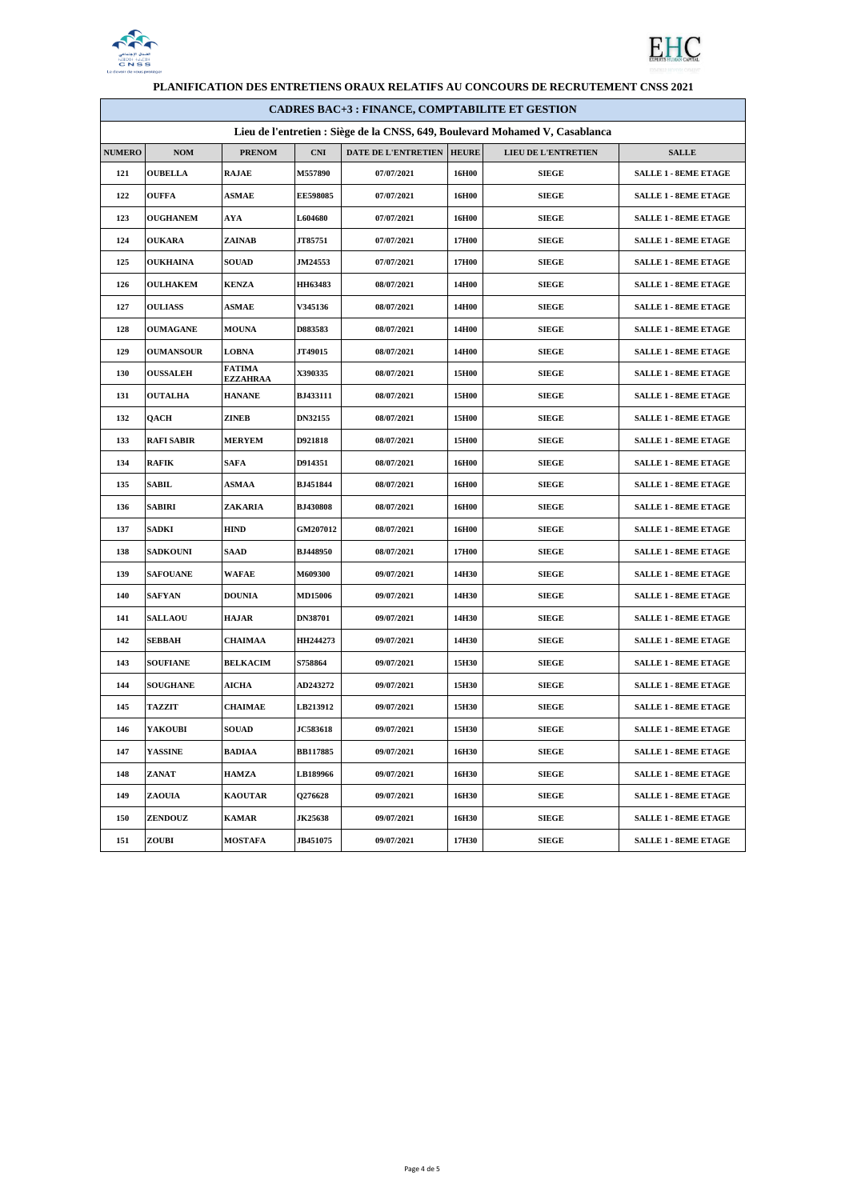**PLANIFICATION DES ENTRETIENS ORAUX RELATIFS AU CONCOURS DE RECRUTEMENT CNSS 2021**

| CADRES BAC+3 : FINANCE, COMPTABILITE ET GESTION | | | | | | | |
|---|---|---|---|---|---|---|---|
| **Lieu de l'entretien : Siège de la CNSS, 649, Boulevard Mohamed V, Casablanca** | | | | | | | |
| **NUMERO** | **NOM** | **PRENOM** | **CNI** | **DATE DE L'ENTRETIEN** | **HEURE** | **LIEU DE L'ENTRETIEN** | **SALLE** |
| 121 | OUBELLA | RAJAE | M557890 | 07/07/2021 | 16H00 | SIEGE | SALLE 1 - 8EME ETAGE |
| 122 | OUFFA | ASMAE | EE598085 | 07/07/2021 | 16H00 | SIEGE | SALLE 1 - 8EME ETAGE |
| 123 | OUGHANEM | AYA | L604680 | 07/07/2021 | 16H00 | SIEGE | SALLE 1 - 8EME ETAGE |
| 124 | OUKARA | ZAINAB | JT85751 | 07/07/2021 | 17H00 | SIEGE | SALLE 1 - 8EME ETAGE |
| 125 | OUKHAINA | SOUAD | JM24553 | 07/07/2021 | 17H00 | SIEGE | SALLE 1 - 8EME ETAGE |
| 126 | OULHAKEM | KENZA | HH63483 | 08/07/2021 | 14H00 | SIEGE | SALLE 1 - 8EME ETAGE |
| 127 | OULIASS | ASMAE | V345136 | 08/07/2021 | 14H00 | SIEGE | SALLE 1 - 8EME ETAGE |
| 128 | OUMAGANE | MOUNA | D883583 | 08/07/2021 | 14H00 | SIEGE | SALLE 1 - 8EME ETAGE |
| 129 | OUMANSOUR | LOBNA | JT49015 | 08/07/2021 | 14H00 | SIEGE | SALLE 1 - 8EME ETAGE |
| 130 | OUSSALEH | FATIMA EZZAHRAA | X390335 | 08/07/2021 | 15H00 | SIEGE | SALLE 1 - 8EME ETAGE |
| 131 | OUTALHA | HANANE | BJ433111 | 08/07/2021 | 15H00 | SIEGE | SALLE 1 - 8EME ETAGE |
| 132 | QACH | ZINEB | DN32155 | 08/07/2021 | 15H00 | SIEGE | SALLE 1 - 8EME ETAGE |
| 133 | RAFI SABIR | MERYEM | D921818 | 08/07/2021 | 15H00 | SIEGE | SALLE 1 - 8EME ETAGE |
| 134 | RAFIK | SAFA | D914351 | 08/07/2021 | 16H00 | SIEGE | SALLE 1 - 8EME ETAGE |
| 135 | SABIL | ASMAA | BJ451844 | 08/07/2021 | 16H00 | SIEGE | SALLE 1 - 8EME ETAGE |
| 136 | SABIRI | ZAKARIA | BJ430808 | 08/07/2021 | 16H00 | SIEGE | SALLE 1 - 8EME ETAGE |
| 137 | SADKI | HIND | GM207012 | 08/07/2021 | 16H00 | SIEGE | SALLE 1 - 8EME ETAGE |
| 138 | SADKOUNI | SAAD | BJ448950 | 08/07/2021 | 17H00 | SIEGE | SALLE 1 - 8EME ETAGE |
| 139 | SAFOUANE | WAFAE | M609300 | 09/07/2021 | 14H30 | SIEGE | SALLE 1 - 8EME ETAGE |
| 140 | SAFYAN | DOUNIA | MD15006 | 09/07/2021 | 14H30 | SIEGE | SALLE 1 - 8EME ETAGE |
| 141 | SALLAOU | HAJAR | DN38701 | 09/07/2021 | 14H30 | SIEGE | SALLE 1 - 8EME ETAGE |
| 142 | SEBBAH | CHAIMAA | HH244273 | 09/07/2021 | 14H30 | SIEGE | SALLE 1 - 8EME ETAGE |
| 143 | SOUFIANE | BELKACIM | S758864 | 09/07/2021 | 15H30 | SIEGE | SALLE 1 - 8EME ETAGE |
| 144 | SOUGHANE | AICHA | AD243272 | 09/07/2021 | 15H30 | SIEGE | SALLE 1 - 8EME ETAGE |
| 145 | TAZZIT | CHAIMAE | LB213912 | 09/07/2021 | 15H30 | SIEGE | SALLE 1 - 8EME ETAGE |
| 146 | YAKOUBI | SOUAD | JC583618 | 09/07/2021 | 15H30 | SIEGE | SALLE 1 - 8EME ETAGE |
| 147 | YASSINE | BADIAA | BB117885 | 09/07/2021 | 16H30 | SIEGE | SALLE 1 - 8EME ETAGE |
| 148 | ZANAT | HAMZA | LB189966 | 09/07/2021 | 16H30 | SIEGE | SALLE 1 - 8EME ETAGE |
| 149 | ZAOUIA | KAOUTAR | Q276628 | 09/07/2021 | 16H30 | SIEGE | SALLE 1 - 8EME ETAGE |
| 150 | ZENDOUZ | KAMAR | JK25638 | 09/07/2021 | 16H30 | SIEGE | SALLE 1 - 8EME ETAGE |
| 151 | ZOUBI | MOSTAFA | JB451075 | 09/07/2021 | 17H30 | SIEGE | SALLE 1 - 8EME ETAGE |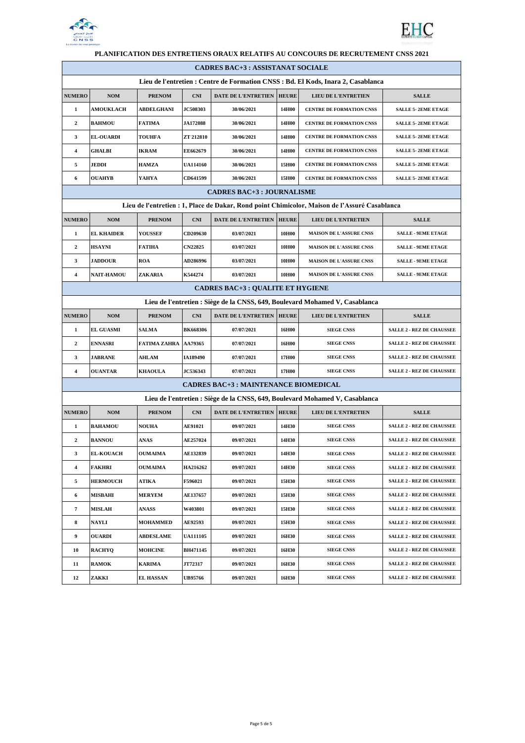**PLANIFICATION DES ENTRETIENS ORAUX RELATIFS AU CONCOURS DE RECRUTEMENT CNSS 2021**

## CADRES BAC+3 : ASSISTANAT SOCIALE

**Lieu de l'entretien : Centre de Formation CNSS : Bd. El Kods, Inara 2, Casablanca**

| NUMERO | NOM | PRENOM | CNI | DATE DE L'ENTRETIEN | HEURE | LIEU DE L'ENTRETIEN | SALLE |
|---|---|---|---|---|---|---|---|
| 1 | AMOUKLACH | ABDELGHANI | JC508303 | 30/06/2021 | 14H00 | CENTRE DE FORMATION CNSS | SALLE 5- 2EME ETAGE |
| 2 | BAHMOU | FATIMA | JA172088 | 30/06/2021 | 14H00 | CENTRE DE FORMATION CNSS | SALLE 5- 2EME ETAGE |
| 3 | EL-OUARDI | TOUHFA | ZT 212810 | 30/06/2021 | 14H00 | CENTRE DE FORMATION CNSS | SALLE 5- 2EME ETAGE |
| 4 | GHALBI | IKRAM | EE662679 | 30/06/2021 | 14H00 | CENTRE DE FORMATION CNSS | SALLE 5- 2EME ETAGE |
| 5 | JEDDI | HAMZA | UA114160 | 30/06/2021 | 15H00 | CENTRE DE FORMATION CNSS | SALLE 5- 2EME ETAGE |
| 6 | OUAHYB | YAHYA | CD641599 | 30/06/2021 | 15H00 | CENTRE DE FORMATION CNSS | SALLE 5- 2EME ETAGE |

## CADRES BAC+3 : JOURNALISME

**Lieu de l'entretien : 1, Place de Dakar, Rond point Chimicolor, Maison de l'Assuré Casablanca**

| NUMERO | NOM | PRENOM | CNI | DATE DE L'ENTRETIEN | HEURE | LIEU DE L'ENTRETIEN | SALLE |
|---|---|---|---|---|---|---|---|
| 1 | EL KHAIDER | YOUSSEF | CD209630 | 03/07/2021 | 10H00 | MAISON DE L'ASSURE CNSS | SALLE - 9EME ETAGE |
| 2 | HSAYNI | FATIHA | CN22825 | 03/07/2021 | 10H00 | MAISON DE L'ASSURE CNSS | SALLE - 9EME ETAGE |
| 3 | JADDOUR | ROA | AD286996 | 03/07/2021 | 10H00 | MAISON DE L'ASSURE CNSS | SALLE - 9EME ETAGE |
| 4 | NAIT-HAMOU | ZAKARIA | K544274 | 03/07/2021 | 10H00 | MAISON DE L'ASSURE CNSS | SALLE - 9EME ETAGE |

## CADRES BAC+3 : QUALITE ET HYGIENE

**Lieu de l'entretien : Siège de la CNSS, 649, Boulevard Mohamed V, Casablanca**

| NUMERO | NOM | PRENOM | CNI | DATE DE L'ENTRETIEN | HEURE | LIEU DE L'ENTRETIEN | SALLE |
|---|---|---|---|---|---|---|---|
| 1 | EL GUASMI | SALMA | BK668306 | 07/07/2021 | 16H00 | SIEGE CNSS | SALLE 2 - REZ DE CHAUSSEE |
| 2 | ENNASRI | FATIMA ZAHRA | AA79365 | 07/07/2021 | 16H00 | SIEGE CNSS | SALLE 2 - REZ DE CHAUSSEE |
| 3 | JABRANE | AHLAM | IA189490 | 07/07/2021 | 17H00 | SIEGE CNSS | SALLE 2 - REZ DE CHAUSSEE |
| 4 | OUANTAR | KHAOULA | JC536343 | 07/07/2021 | 17H00 | SIEGE CNSS | SALLE 2 - REZ DE CHAUSSEE |

## CADRES BAC+3 : MAINTENANCE BIOMEDICAL

**Lieu de l'entretien : Siège de la CNSS, 649, Boulevard Mohamed V, Casablanca**

| NUMERO | NOM | PRENOM | CNI | DATE DE L'ENTRETIEN | HEURE | LIEU DE L'ENTRETIEN | SALLE |
|---|---|---|---|---|---|---|---|
| 1 | BAHAMOU | NOUHA | AE91021 | 09/07/2021 | 14H30 | SIEGE CNSS | SALLE 2 - REZ DE CHAUSSEE |
| 2 | BANNOU | ANAS | AE257024 | 09/07/2021 | 14H30 | SIEGE CNSS | SALLE 2 - REZ DE CHAUSSEE |
| 3 | EL-KOUACH | OUMAIMA | AE132839 | 09/07/2021 | 14H30 | SIEGE CNSS | SALLE 2 - REZ DE CHAUSSEE |
| 4 | FAKHRI | OUMAIMA | HA216262 | 09/07/2021 | 14H30 | SIEGE CNSS | SALLE 2 - REZ DE CHAUSSEE |
| 5 | HERMOUCH | ATIKA | F596021 | 09/07/2021 | 15H30 | SIEGE CNSS | SALLE 2 - REZ DE CHAUSSEE |
| 6 | MISBAHI | MERYEM | AE137657 | 09/07/2021 | 15H30 | SIEGE CNSS | SALLE 2 - REZ DE CHAUSSEE |
| 7 | MISLAH | ANASS | W403801 | 09/07/2021 | 15H30 | SIEGE CNSS | SALLE 2 - REZ DE CHAUSSEE |
| 8 | NAYLI | MOHAMMED | AE92593 | 09/07/2021 | 15H30 | SIEGE CNSS | SALLE 2 - REZ DE CHAUSSEE |
| 9 | OUARDI | ABDESLAME | UA111105 | 09/07/2021 | 16H30 | SIEGE CNSS | SALLE 2 - REZ DE CHAUSSEE |
| 10 | RACHYQ | MOHCINE | BH471145 | 09/07/2021 | 16H30 | SIEGE CNSS | SALLE 2 - REZ DE CHAUSSEE |
| 11 | RAMOK | KARIMA | JT72317 | 09/07/2021 | 16H30 | SIEGE CNSS | SALLE 2 - REZ DE CHAUSSEE |
| 12 | ZAKKI | EL HASSAN | UB95766 | 09/07/2021 | 16H30 | SIEGE CNSS | SALLE 2 - REZ DE CHAUSSEE |